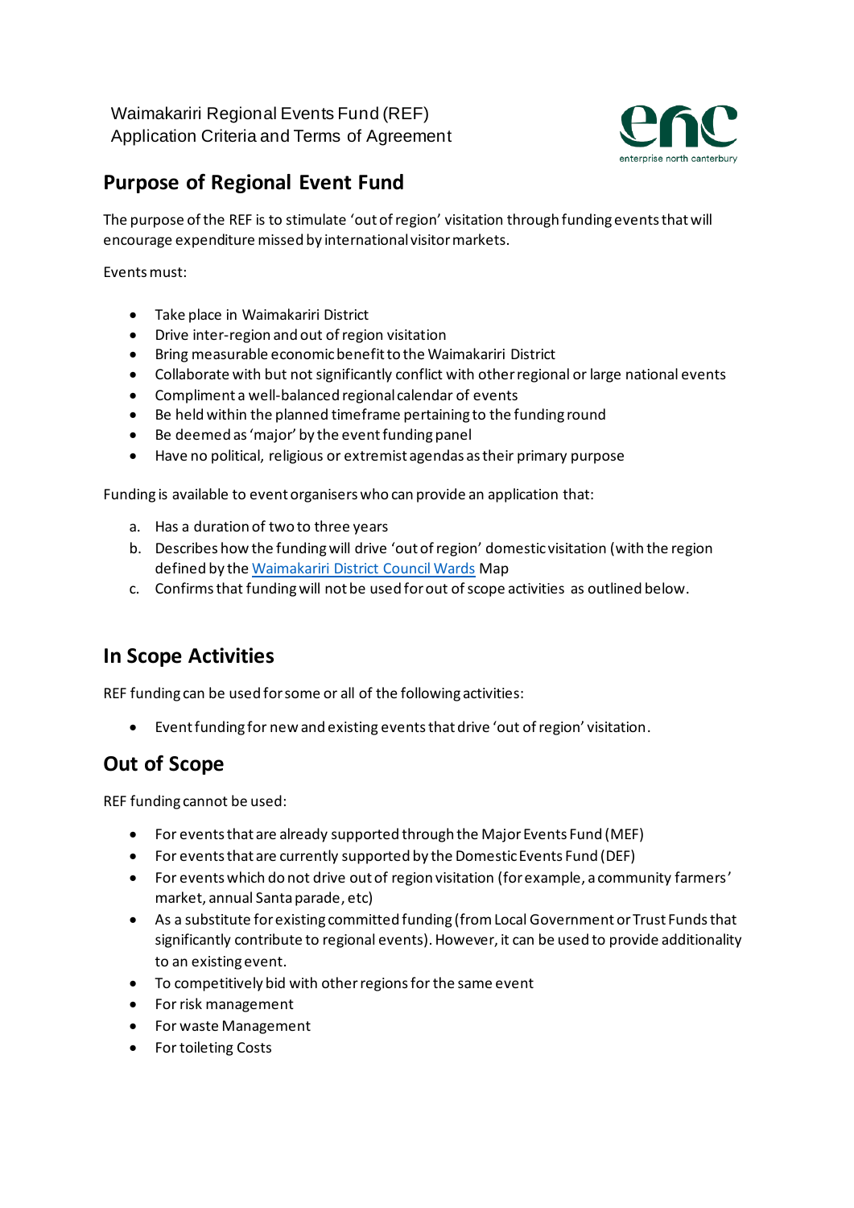Waimakariri Regional Events Fund (REF)
Application Criteria and Terms of Agreement

## Purpose of Regional Event Fund

The purpose of the REF is to stimulate 'out of region' visitation through funding events that will encourage expenditure missed by international visitor markets.

Events must:

- Take place in Waimakariri District
- Drive inter-region and out of region visitation
- Bring measurable economic benefit to the Waimakariri District
- Collaborate with but not significantly conflict with other regional or large national events
- Compliment a well-balanced regional calendar of events
- Be held within the planned timeframe pertaining to the funding round
- Be deemed as 'major' by the event funding panel
- Have no political, religious or extremist agendas as their primary purpose

Funding is available to event organisers who can provide an application that:

a. Has a duration of two to three years
b. Describes how the funding will drive 'out of region' domestic visitation (with the region defined by the Waimakariri District Council Wards Map
c. Confirms that funding will not be used for out of scope activities as outlined below.

## In Scope Activities

REF funding can be used for some or all of the following activities:

- Event funding for new and existing events that drive 'out of region' visitation.

## Out of Scope

REF funding cannot be used:

- For events that are already supported through the Major Events Fund (MEF)
- For events that are currently supported by the Domestic Events Fund (DEF)
- For events which do not drive out of region visitation (for example, a community farmers' market, annual Santa parade, etc)
- As a substitute for existing committed funding (from Local Government or Trust Funds that significantly contribute to regional events). However, it can be used to provide additionality to an existing event.
- To competitively bid with other regions for the same event
- For risk management
- For waste Management
- For toileting Costs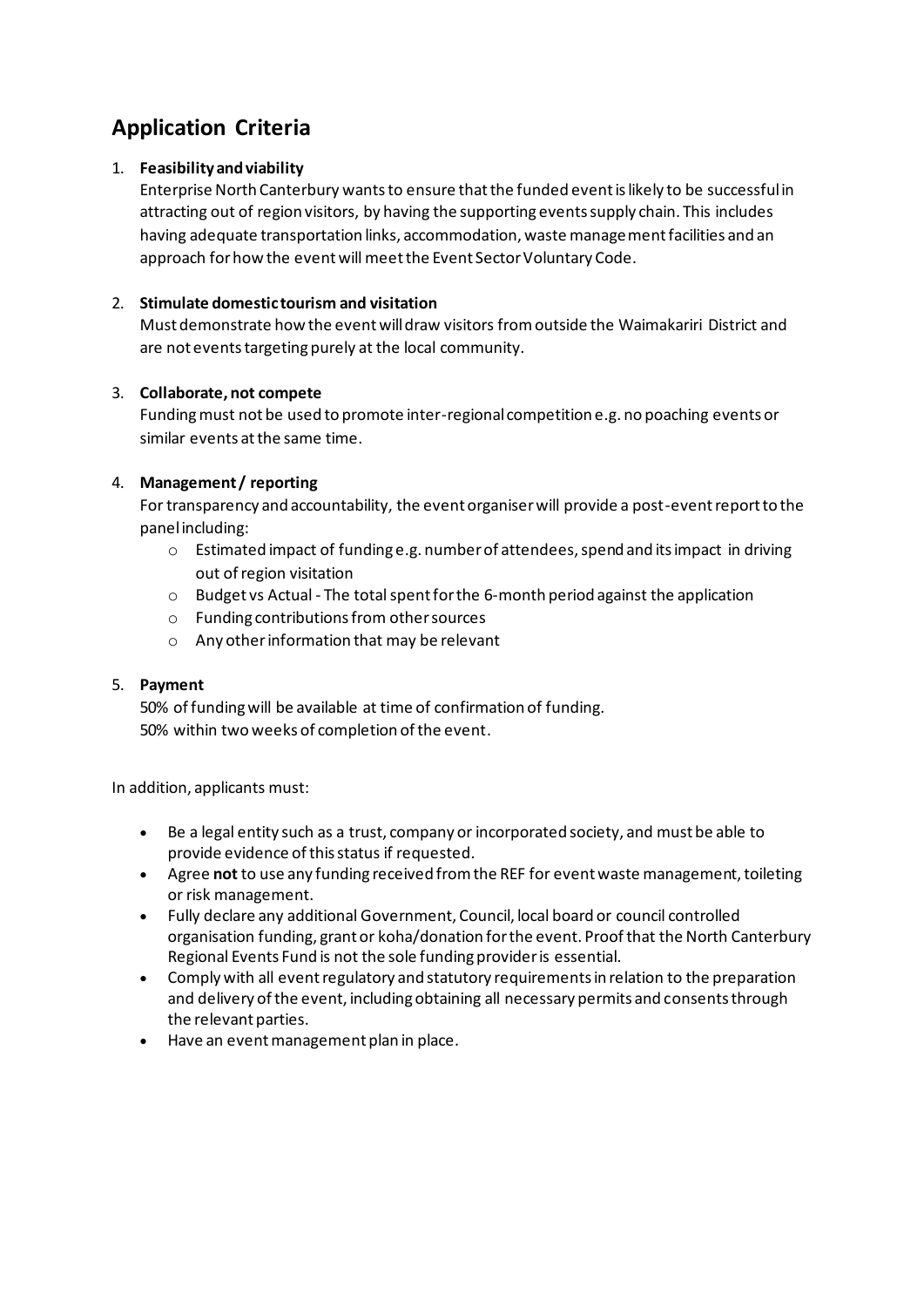## Application Criteria

1. **Feasibility and viability**
   Enterprise North Canterbury wants to ensure that the funded event is likely to be successful in attracting out of region visitors, by having the supporting events supply chain. This includes having adequate transportation links, accommodation, waste management facilities and an approach for how the event will meet the Event Sector Voluntary Code.

2. **Stimulate domestic tourism and visitation**
   Must demonstrate how the event will draw visitors from outside the Waimakariri District and are not events targeting purely at the local community.

3. **Collaborate, not compete**
   Funding must not be used to promote inter-regional competition e.g. no poaching events or similar events at the same time.

4. **Management / reporting**
   For transparency and accountability, the event organiser will provide a post-event report to the panel including:
   - Estimated impact of funding e.g. number of attendees, spend and its impact in driving out of region visitation
   - Budget vs Actual - The total spent for the 6-month period against the application
   - Funding contributions from other sources
   - Any other information that may be relevant

5. **Payment**
   50% of funding will be available at time of confirmation of funding.
   50% within two weeks of completion of the event.

In addition, applicants must:

- Be a legal entity such as a trust, company or incorporated society, and must be able to provide evidence of this status if requested.
- Agree **not** to use any funding received from the REF for event waste management, toileting or risk management.
- Fully declare any additional Government, Council, local board or council controlled organisation funding, grant or koha/donation for the event. Proof that the North Canterbury Regional Events Fund is not the sole funding provider is essential.
- Comply with all event regulatory and statutory requirements in relation to the preparation and delivery of the event, including obtaining all necessary permits and consents through the relevant parties.
- Have an event management plan in place.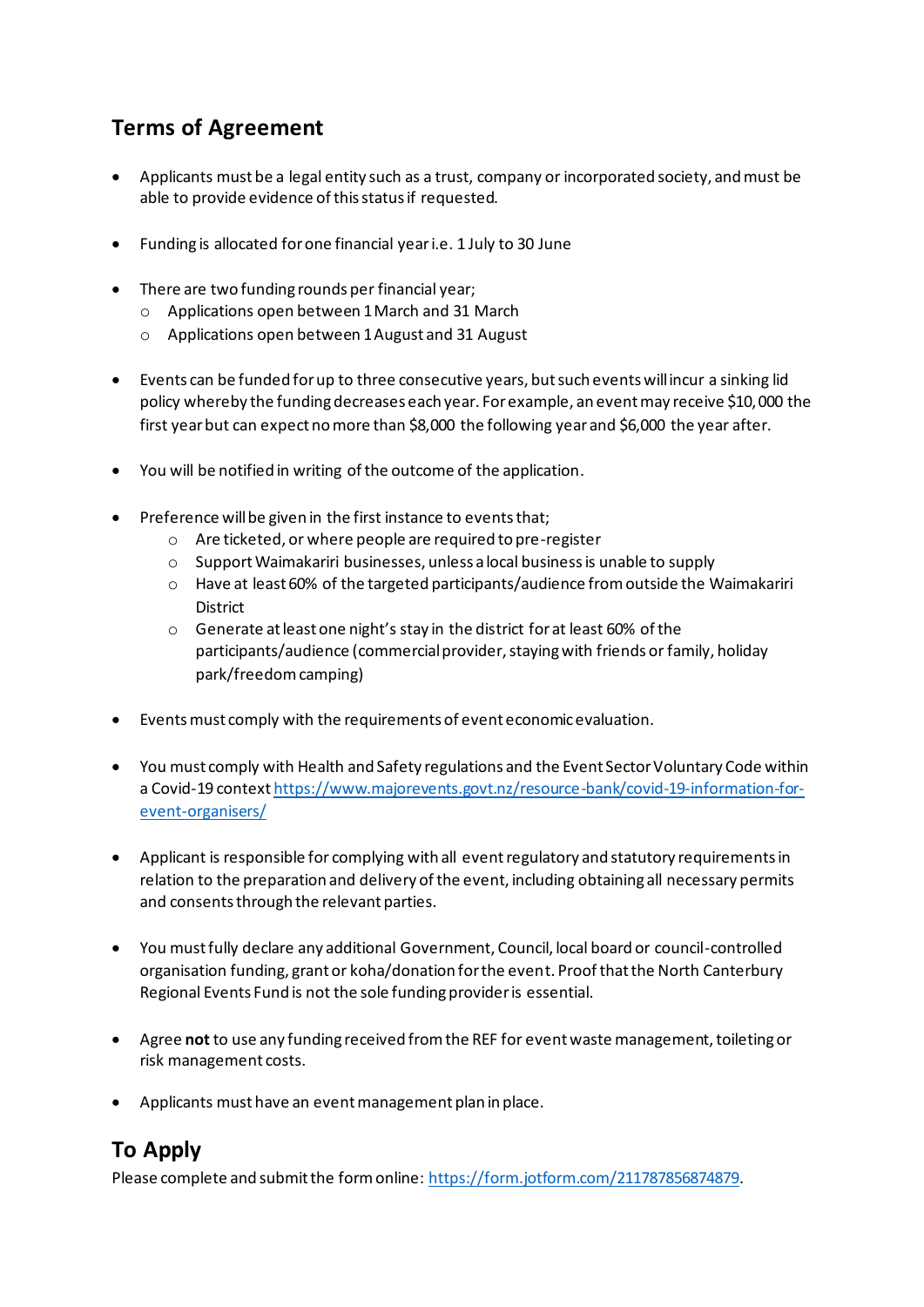## Terms of Agreement

- Applicants must be a legal entity such as a trust, company or incorporated society, and must be able to provide evidence of this status if requested.
- Funding is allocated for one financial year i.e. 1 July to 30 June
- There are two funding rounds per financial year;
  - Applications open between 1 March and 31 March
  - Applications open between 1 August and 31 August
- Events can be funded for up to three consecutive years, but such events will incur a sinking lid policy whereby the funding decreases each year. For example, an event may receive $10,000 the first year but can expect no more than $8,000 the following year and $6,000 the year after.
- You will be notified in writing of the outcome of the application.
- Preference will be given in the first instance to events that;
  - Are ticketed, or where people are required to pre-register
  - Support Waimakariri businesses, unless a local business is unable to supply
  - Have at least 60% of the targeted participants/audience from outside the Waimakariri District
  - Generate at least one night's stay in the district for at least 60% of the participants/audience (commercial provider, staying with friends or family, holiday park/freedom camping)
- Events must comply with the requirements of event economic evaluation.
- You must comply with Health and Safety regulations and the Event Sector Voluntary Code within a Covid-19 context https://www.majorevents.govt.nz/resource-bank/covid-19-information-for-event-organisers/
- Applicant is responsible for complying with all event regulatory and statutory requirements in relation to the preparation and delivery of the event, including obtaining all necessary permits and consents through the relevant parties.
- You must fully declare any additional Government, Council, local board or council-controlled organisation funding, grant or koha/donation for the event. Proof that the North Canterbury Regional Events Fund is not the sole funding provider is essential.
- Agree **not** to use any funding received from the REF for event waste management, toileting or risk management costs.
- Applicants must have an event management plan in place.

## To Apply

Please complete and submit the form online: https://form.jotform.com/211787856874879.